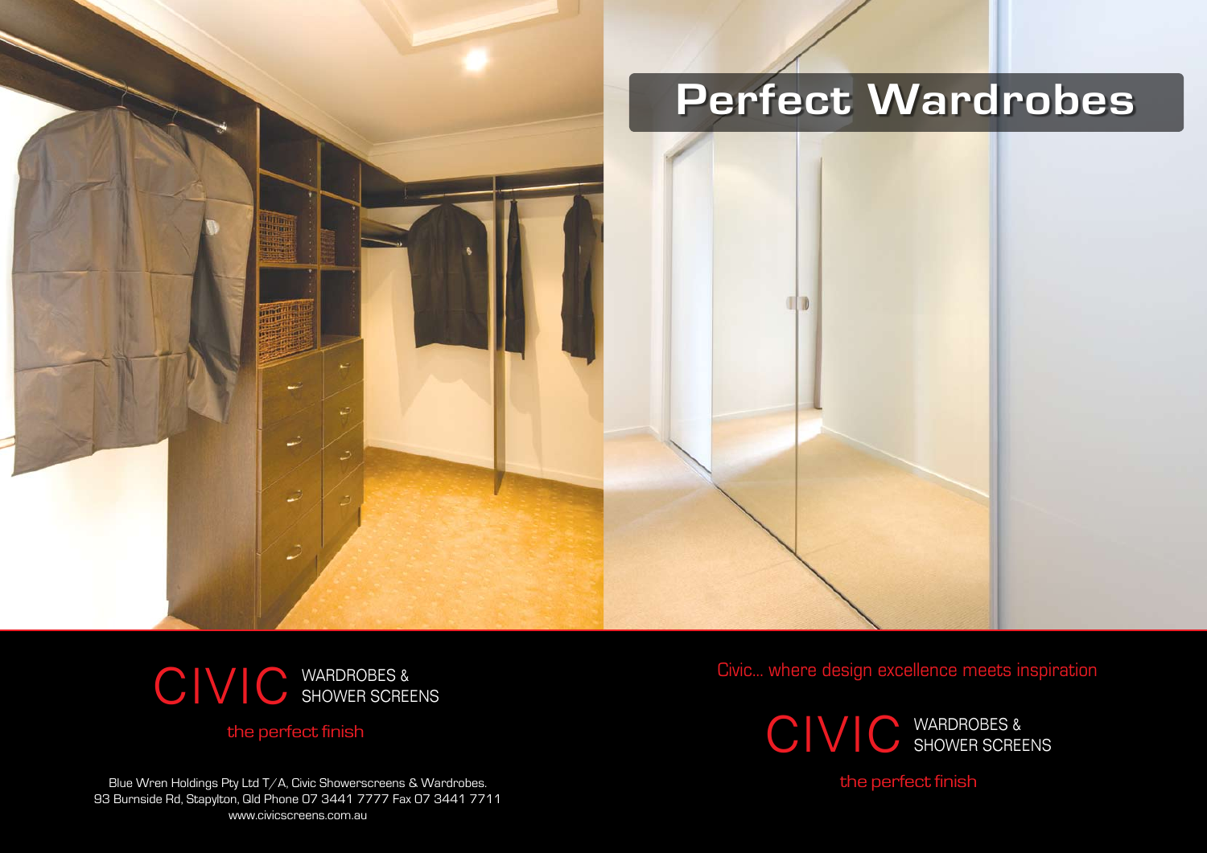# Perfect Wardrobes

CIVIC WARDROBES & SHOWER SCREENS

the perfect finish

Blue Wren Holdings Pty Ltd T/A, Civic Showerscreens & Wardrobes.
93 Burnside Rd, Stapylton, Qld Phone 07 3441 7777 Fax 07 3441 7711
www.civicscreens.com.au

Civic... where design excellence meets inspiration

CIVIC WARDROBES & SHOWER SCREENS

the perfect finish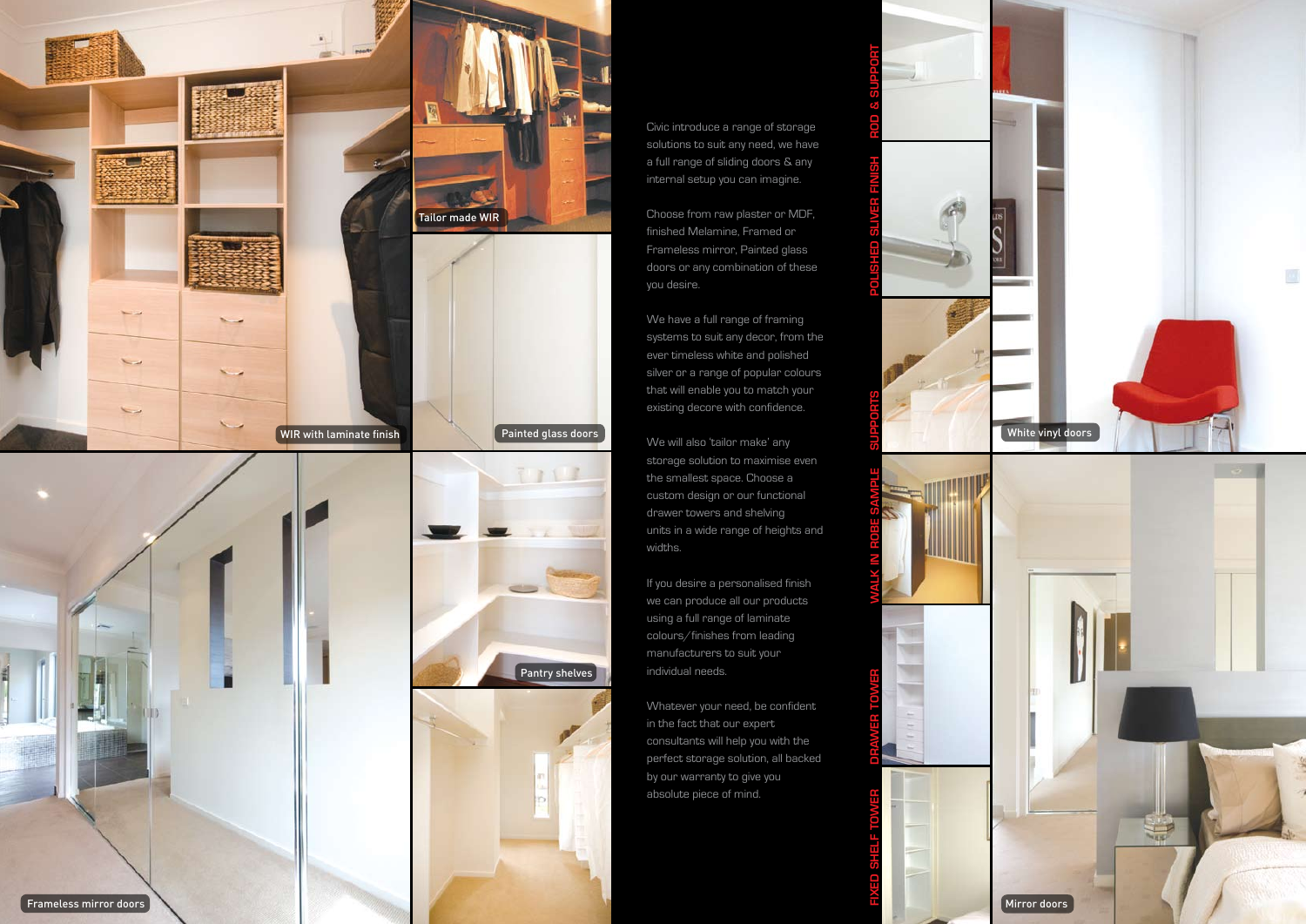Civic introduce a range of storage solutions to suit any need, we have a full range of sliding doors & any internal setup you can imagine.

Choose from raw plaster or MDF, finished Melamine, Framed or Frameless mirror, Painted glass doors or any combination of these you desire.

We have a full range of framing systems to suit any decor, from the ever timeless white and polished silver or a range of popular colours that will enable you to match your existing decore with confidence.

We will also 'tailor make' any storage solution to maximise even the smallest space. Choose a custom design or our functional drawer towers and shelving units in a wide range of heights and widths.

If you desire a personalised finish we can produce all our products using a full range of laminate colours/finishes from leading manufacturers to suit your individual needs.

Whatever your need, be confident in the fact that our expert consultants will help you with the perfect storage solution, all backed by our warranty to give you absolute piece of mind.

WIR with laminate finish

Tailor made WIR

Painted glass doors

Frameless mirror doors

Pantry shelves

ROD & SUPPORT

POLISHED SILVER FINISH

SUPPORTS

WALK IN ROBE SAMPLE

DRAWER TOWER

FIXED SHELF TOWER

White vinyl doors

Mirror doors